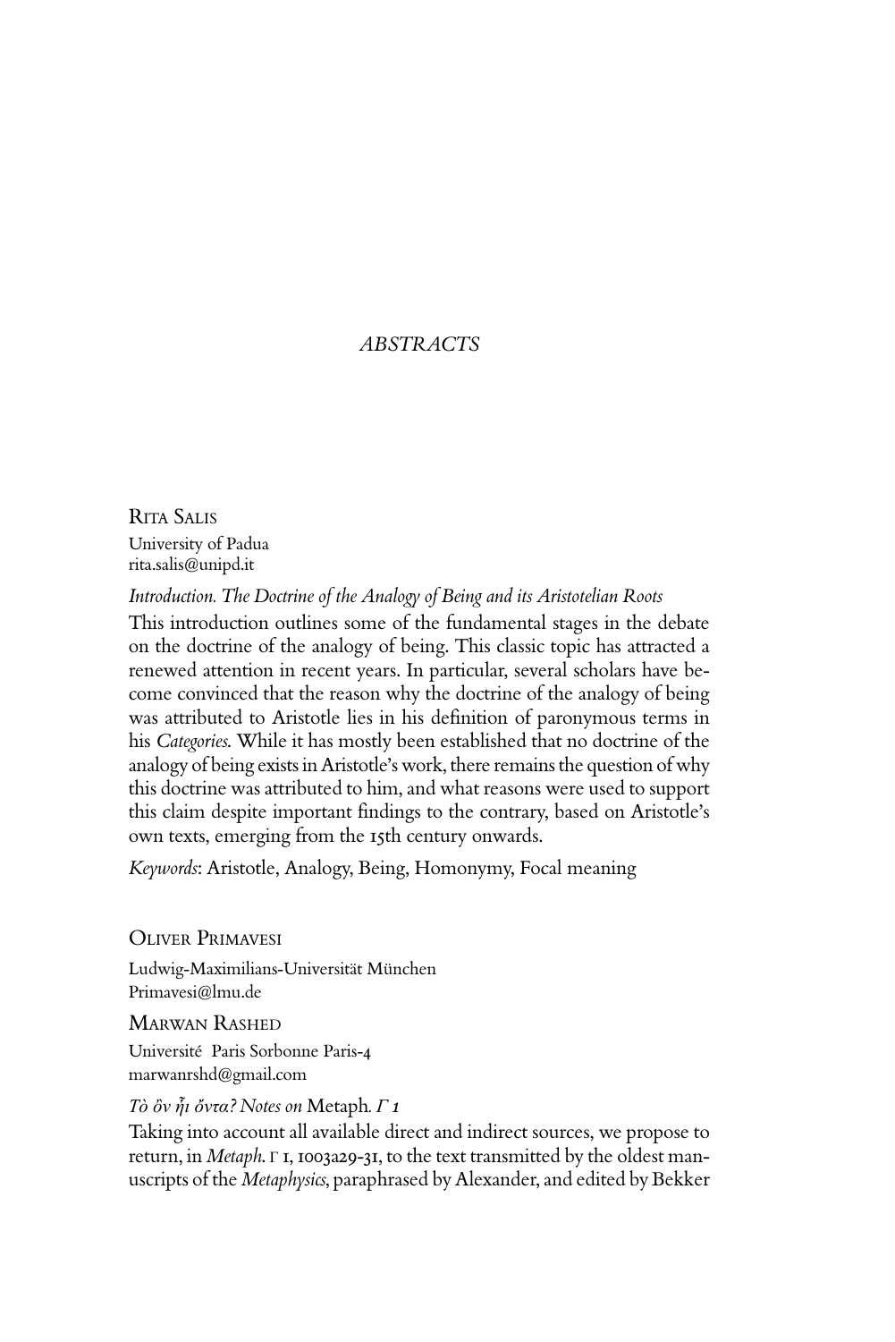# *ABSTRACTS*

Rita Salis
University of Padua
rita.salis@unipd.it

*Introduction. The Doctrine of the Analogy of Being and its Aristotelian Roots*

This introduction outlines some of the fundamental stages in the debate on the doctrine of the analogy of being. This classic topic has attracted a renewed attention in recent years. In particular, several scholars have become convinced that the reason why the doctrine of the analogy of being was attributed to Aristotle lies in his definition of paronymous terms in his *Categories*. While it has mostly been established that no doctrine of the analogy of being exists in Aristotle's work, there remains the question of why this doctrine was attributed to him, and what reasons were used to support this claim despite important findings to the contrary, based on Aristotle's own texts, emerging from the 15th century onwards.

*Keywords*: Aristotle, Analogy, Being, Homonymy, Focal meaning

Oliver Primavesi
Ludwig-Maximilians-Universität München
Primavesi@lmu.de

Marwan Rashed
Université Paris Sorbonne Paris-4
marwanrshd@gmail.com

*Τὸ ὂν ᾗι ὄντα? Notes on* Metaph. *Γ 1*

Taking into account all available direct and indirect sources, we propose to return, in *Metaph.* Γ 1, 1003a29-31, to the text transmitted by the oldest manuscripts of the *Metaphysics*, paraphrased by Alexander, and edited by Bekker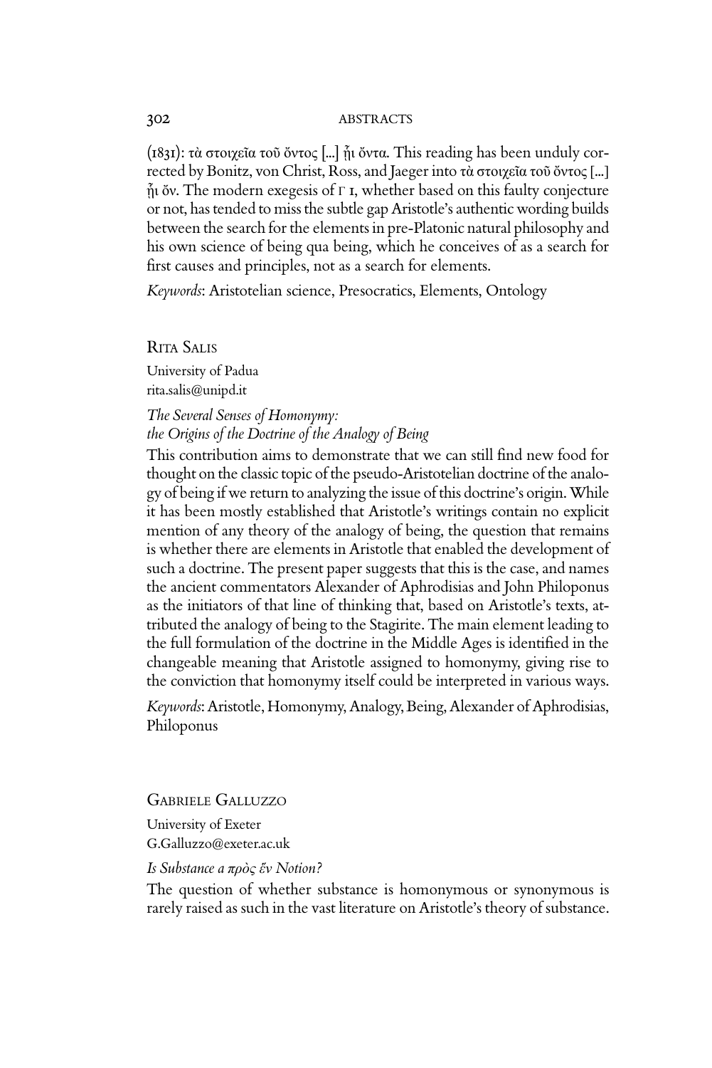(1831): τὰ στοιχεῖα τοῦ ὄντος [...] ᾗι ὄντα. This reading has been unduly corrected by Bonitz, von Christ, Ross, and Jaeger into τὰ στοιχεῖα τοῦ ὄντος [...] ᾗι ὄν. The modern exegesis of Γ 1, whether based on this faulty conjecture or not, has tended to miss the subtle gap Aristotle's authentic wording builds between the search for the elements in pre-Platonic natural philosophy and his own science of being qua being, which he conceives of as a search for first causes and principles, not as a search for elements.

*Keywords*: Aristotelian science, Presocratics, Elements, Ontology

## Rita Salis

University of Padua
rita.salis@unipd.it

### *The Several Senses of Homonymy: the Origins of the Doctrine of the Analogy of Being*

This contribution aims to demonstrate that we can still find new food for thought on the classic topic of the pseudo-Aristotelian doctrine of the analogy of being if we return to analyzing the issue of this doctrine's origin. While it has been mostly established that Aristotle's writings contain no explicit mention of any theory of the analogy of being, the question that remains is whether there are elements in Aristotle that enabled the development of such a doctrine. The present paper suggests that this is the case, and names the ancient commentators Alexander of Aphrodisias and John Philoponus as the initiators of that line of thinking that, based on Aristotle's texts, attributed the analogy of being to the Stagirite. The main element leading to the full formulation of the doctrine in the Middle Ages is identified in the changeable meaning that Aristotle assigned to homonymy, giving rise to the conviction that homonymy itself could be interpreted in various ways.

*Keywords*: Aristotle, Homonymy, Analogy, Being, Alexander of Aphrodisias, Philoponus

## Gabriele Galluzzo

University of Exeter
G.Galluzzo@exeter.ac.uk

### *Is Substance a πρὸς ἕν Notion?*

The question of whether substance is homonymous or synonymous is rarely raised as such in the vast literature on Aristotle's theory of substance.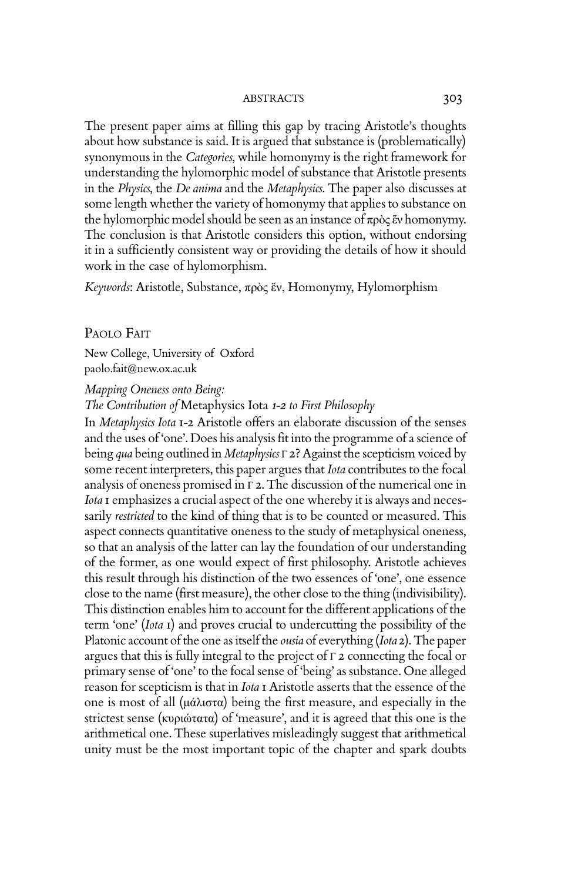The present paper aims at filling this gap by tracing Aristotle's thoughts about how substance is said. It is argued that substance is (problematically) synonymous in the *Categories*, while homonymy is the right framework for understanding the hylomorphic model of substance that Aristotle presents in the *Physics*, the *De anima* and the *Metaphysics*. The paper also discusses at some length whether the variety of homonymy that applies to substance on the hylomorphic model should be seen as an instance of πρὸς ἕν homonymy. The conclusion is that Aristotle considers this option, without endorsing it in a sufficiently consistent way or providing the details of how it should work in the case of hylomorphism.

*Keywords*: Aristotle, Substance, πρὸς ἕν, Homonymy, Hylomorphism

PAOLO FAIT

New College, University of Oxford
paolo.fait@new.ox.ac.uk

*Mapping Oneness onto Being:*
*The Contribution of* Metaphysics Iota *1-2 to First Philosophy*

In *Metaphysics Iota* 1-2 Aristotle offers an elaborate discussion of the senses and the uses of 'one'. Does his analysis fit into the programme of a science of being *qua* being outlined in *Metaphysics* Γ 2? Against the scepticism voiced by some recent interpreters, this paper argues that *Iota* contributes to the focal analysis of oneness promised in Γ 2. The discussion of the numerical one in *Iota* 1 emphasizes a crucial aspect of the one whereby it is always and necessarily *restricted* to the kind of thing that is to be counted or measured. This aspect connects quantitative oneness to the study of metaphysical oneness, so that an analysis of the latter can lay the foundation of our understanding of the former, as one would expect of first philosophy. Aristotle achieves this result through his distinction of the two essences of 'one', one essence close to the name (first measure), the other close to the thing (indivisibility). This distinction enables him to account for the different applications of the term 'one' (*Iota* 1) and proves crucial to undercutting the possibility of the Platonic account of the one as itself the *ousia* of everything (*Iota* 2). The paper argues that this is fully integral to the project of Γ 2 connecting the focal or primary sense of 'one' to the focal sense of 'being' as substance. One alleged reason for scepticism is that in *Iota* 1 Aristotle asserts that the essence of the one is most of all (μάλιστα) being the first measure, and especially in the strictest sense (κυριώτατα) of 'measure', and it is agreed that this one is the arithmetical one. These superlatives misleadingly suggest that arithmetical unity must be the most important topic of the chapter and spark doubts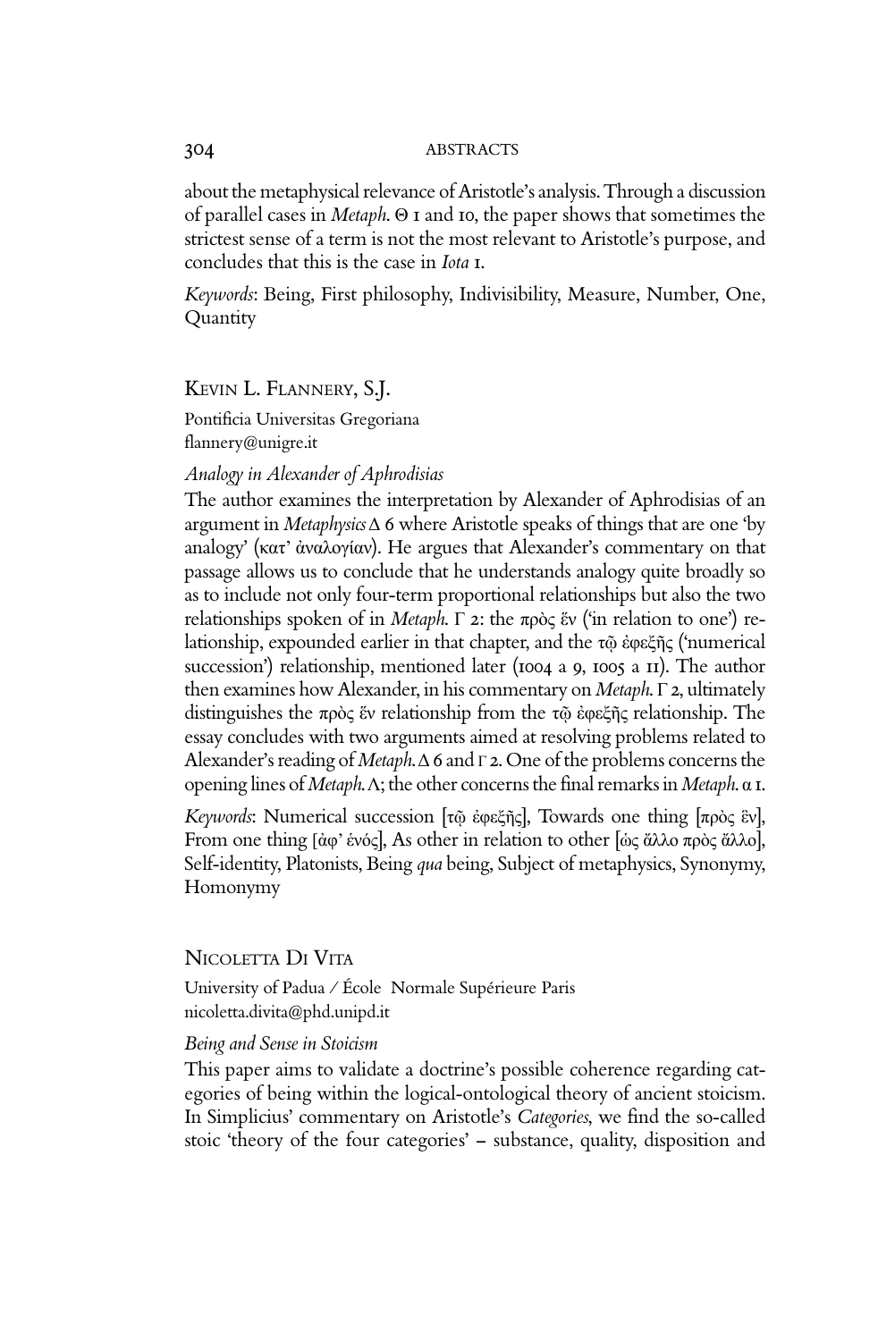about the metaphysical relevance of Aristotle's analysis. Through a discussion of parallel cases in *Metaph.* Θ 1 and 10, the paper shows that sometimes the strictest sense of a term is not the most relevant to Aristotle's purpose, and concludes that this is the case in *Iota* 1.

*Keywords*: Being, First philosophy, Indivisibility, Measure, Number, One, Quantity

## Kevin L. Flannery, S.J.

Pontificia Universitas Gregoriana
flannery@unigre.it

### *Analogy in Alexander of Aphrodisias*

The author examines the interpretation by Alexander of Aphrodisias of an argument in *Metaphysics* Δ 6 where Aristotle speaks of things that are one 'by analogy' (κατ' ἀναλογίαν). He argues that Alexander's commentary on that passage allows us to conclude that he understands analogy quite broadly so as to include not only four-term proportional relationships but also the two relationships spoken of in *Metaph.* Γ 2: the πρὸς ἕν ('in relation to one') relationship, expounded earlier in that chapter, and the τῷ ἐφεξῆς ('numerical succession') relationship, mentioned later (1004 a 9, 1005 a 11). The author then examines how Alexander, in his commentary on *Metaph.* Γ 2, ultimately distinguishes the πρὸς ἕν relationship from the τῷ ἐφεξῆς relationship. The essay concludes with two arguments aimed at resolving problems related to Alexander's reading of *Metaph.* Δ 6 and Γ 2. One of the problems concerns the opening lines of *Metaph.* Λ; the other concerns the final remarks in *Metaph.* α 1.

*Keywords*: Numerical succession [τῷ ἐφεξῆς], Towards one thing [πρὸς ἕν], From one thing [ἀφ' ἑνός], As other in relation to other [ὡς ἄλλο πρὸς ἄλλο], Self-identity, Platonists, Being *qua* being, Subject of metaphysics, Synonymy, Homonymy

## Nicoletta Di Vita

University of Padua / École Normale Supérieure Paris
nicoletta.divita@phd.unipd.it

### *Being and Sense in Stoicism*

This paper aims to validate a doctrine's possible coherence regarding categories of being within the logical-ontological theory of ancient stoicism. In Simplicius' commentary on Aristotle's *Categories*, we find the so-called stoic 'theory of the four categories' – substance, quality, disposition and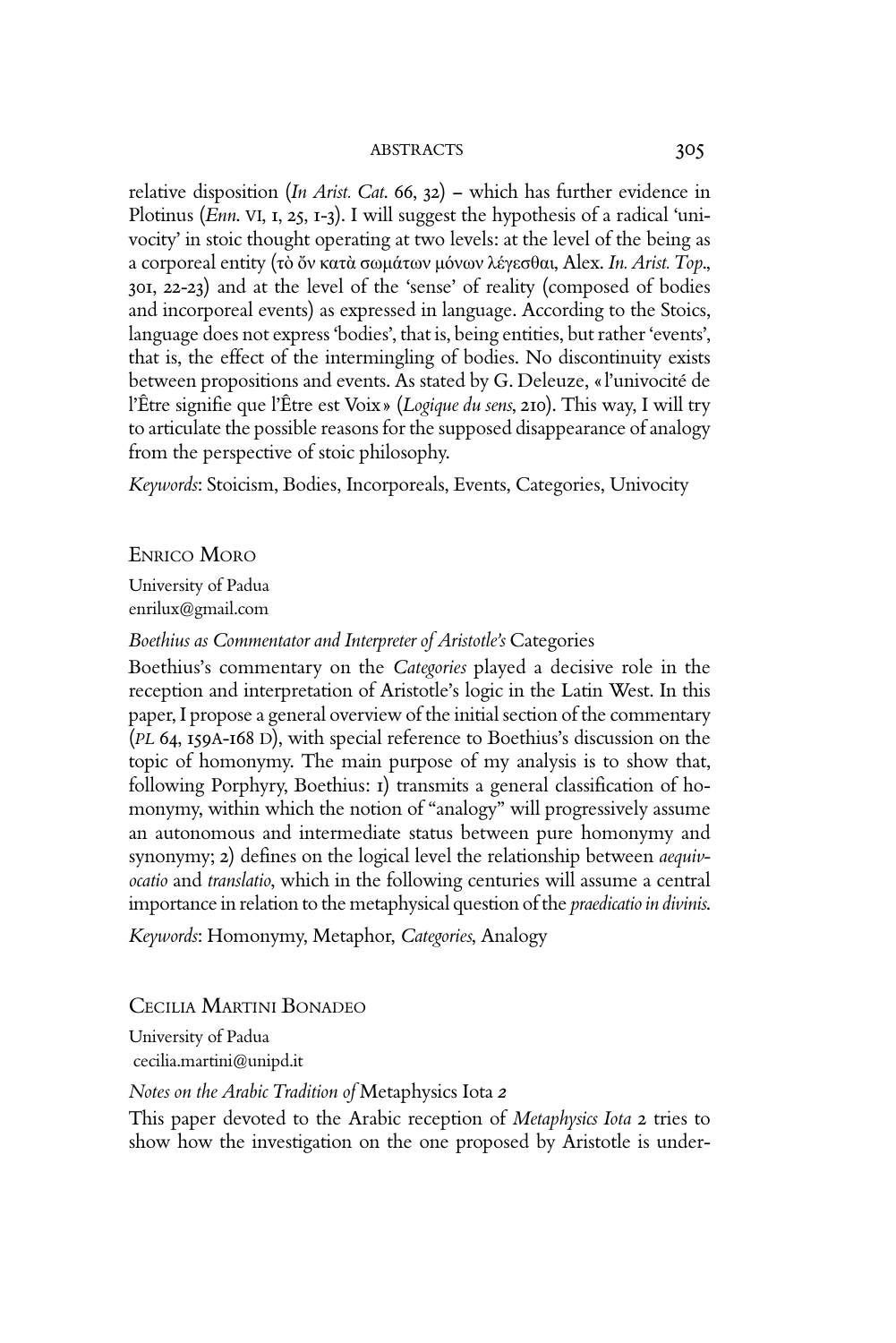relative disposition (*In Arist. Cat.* 66, 32) – which has further evidence in Plotinus (*Enn.* VI, 1, 25, 1-3). I will suggest the hypothesis of a radical 'univocity' in stoic thought operating at two levels: at the level of the being as a corporeal entity (τὸ ὄν κατὰ σωμάτων μόνων λέγεσθαι, Alex. *In. Arist. Top.*, 301, 22-23) and at the level of the 'sense' of reality (composed of bodies and incorporeal events) as expressed in language. According to the Stoics, language does not express 'bodies', that is, being entities, but rather 'events', that is, the effect of the intermingling of bodies. No discontinuity exists between propositions and events. As stated by G. Deleuze, « l'univocité de l'Être signifie que l'Être est Voix » (*Logique du sens*, 210). This way, I will try to articulate the possible reasons for the supposed disappearance of analogy from the perspective of stoic philosophy.

*Keywords*: Stoicism, Bodies, Incorporeals, Events, Categories, Univocity

## Enrico Moro

University of Padua
enrilux@gmail.com

### *Boethius as Commentator and Interpreter of Aristotle's* Categories

Boethius's commentary on the *Categories* played a decisive role in the reception and interpretation of Aristotle's logic in the Latin West. In this paper, I propose a general overview of the initial section of the commentary (*PL* 64, 159A-168 D), with special reference to Boethius's discussion on the topic of homonymy. The main purpose of my analysis is to show that, following Porphyry, Boethius: 1) transmits a general classification of homonymy, within which the notion of "analogy" will progressively assume an autonomous and intermediate status between pure homonymy and synonymy; 2) defines on the logical level the relationship between *aequivocatio* and *translatio*, which in the following centuries will assume a central importance in relation to the metaphysical question of the *praedicatio in divinis*.

*Keywords*: Homonymy, Metaphor, *Categories*, Analogy

## Cecilia Martini Bonadeo

University of Padua
cecilia.martini@unipd.it

### *Notes on the Arabic Tradition of* Metaphysics Iota *2*

This paper devoted to the Arabic reception of *Metaphysics Iota* 2 tries to show how the investigation on the one proposed by Aristotle is under-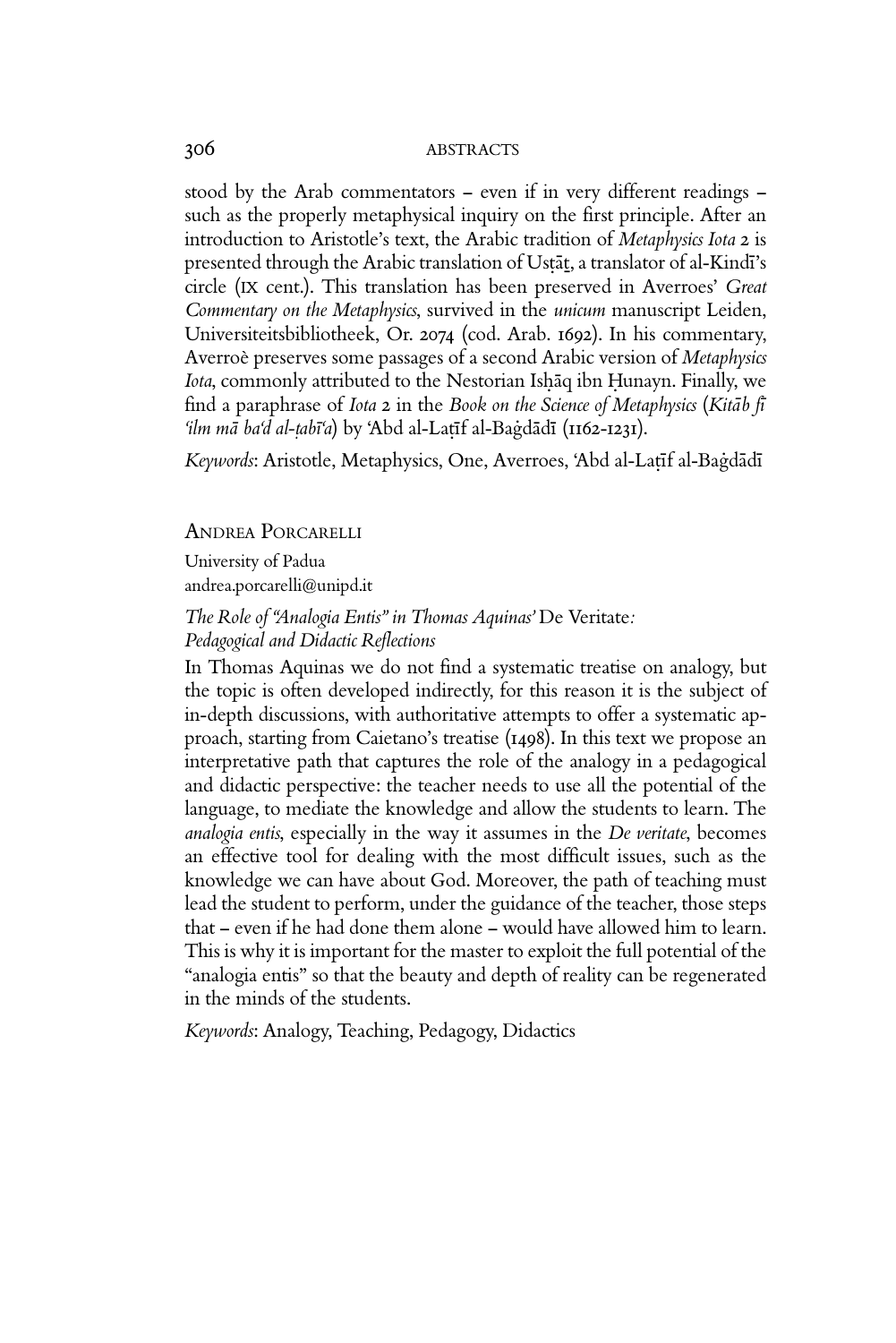stood by the Arab commentators – even if in very different readings – such as the properly metaphysical inquiry on the first principle. After an introduction to Aristotle's text, the Arabic tradition of *Metaphysics Iota* 2 is presented through the Arabic translation of Usṭāṯ, a translator of al-Kindī's circle (IX cent.). This translation has been preserved in Averroes' *Great Commentary on the Metaphysics*, survived in the *unicum* manuscript Leiden, Universiteitsbibliotheek, Or. 2074 (cod. Arab. 1692). In his commentary, Averroè preserves some passages of a second Arabic version of *Metaphysics Iota*, commonly attributed to the Nestorian Isḥāq ibn Ḥunayn. Finally, we find a paraphrase of *Iota* 2 in the *Book on the Science of Metaphysics* (*Kitāb fī 'ilm mā ba'd al-ṭabī'a*) by 'Abd al-Laṭīf al-Baġdādī (1162-1231).

*Keywords*: Aristotle, Metaphysics, One, Averroes, 'Abd al-Laṭīf al-Baġdādī

Andrea Porcarelli

University of Padua
andrea.porcarelli@unipd.it

*The Role of "Analogia Entis" in Thomas Aquinas'* De Veritate*: Pedagogical and Didactic Reflections*

In Thomas Aquinas we do not find a systematic treatise on analogy, but the topic is often developed indirectly, for this reason it is the subject of in-depth discussions, with authoritative attempts to offer a systematic approach, starting from Caietano's treatise (1498). In this text we propose an interpretative path that captures the role of the analogy in a pedagogical and didactic perspective: the teacher needs to use all the potential of the language, to mediate the knowledge and allow the students to learn. The *analogia entis*, especially in the way it assumes in the *De veritate*, becomes an effective tool for dealing with the most difficult issues, such as the knowledge we can have about God. Moreover, the path of teaching must lead the student to perform, under the guidance of the teacher, those steps that – even if he had done them alone – would have allowed him to learn. This is why it is important for the master to exploit the full potential of the "analogia entis" so that the beauty and depth of reality can be regenerated in the minds of the students.

*Keywords*: Analogy, Teaching, Pedagogy, Didactics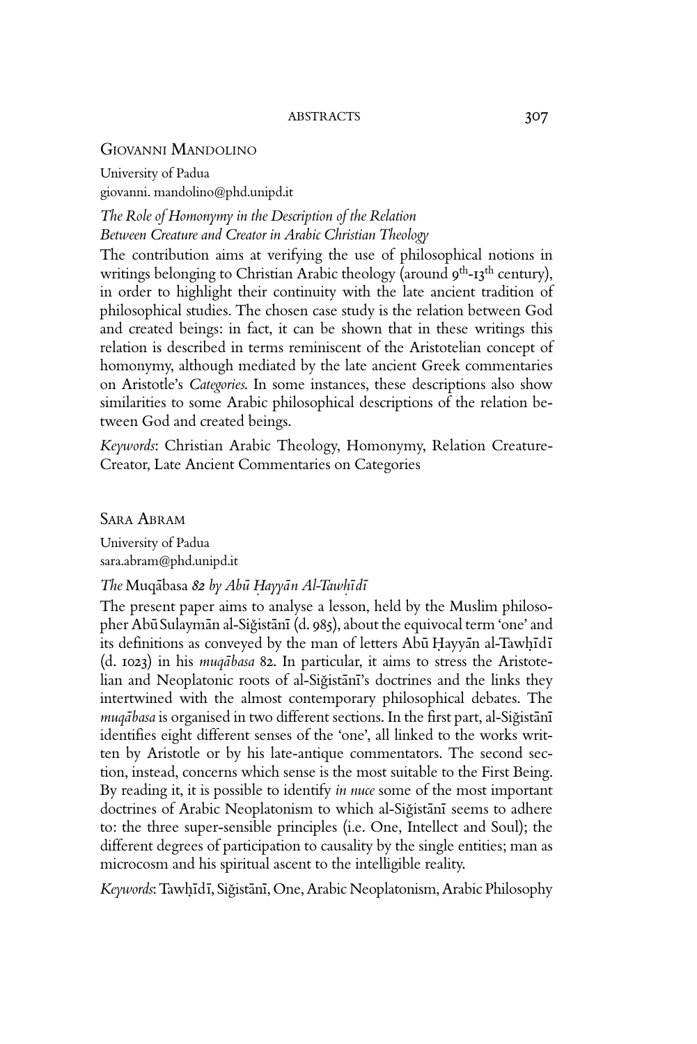## Giovanni Mandolino

University of Padua
giovanni. mandolino@phd.unipd.it

### *The Role of Homonymy in the Description of the Relation Between Creature and Creator in Arabic Christian Theology*

The contribution aims at verifying the use of philosophical notions in writings belonging to Christian Arabic theology (around 9th-13th century), in order to highlight their continuity with the late ancient tradition of philosophical studies. The chosen case study is the relation between God and created beings: in fact, it can be shown that in these writings this relation is described in terms reminiscent of the Aristotelian concept of homonymy, although mediated by the late ancient Greek commentaries on Aristotle's *Categories.* In some instances, these descriptions also show similarities to some Arabic philosophical descriptions of the relation between God and created beings.

*Keywords*: Christian Arabic Theology, Homonymy, Relation Creature-Creator, Late Ancient Commentaries on Categories

## Sara Abram

University of Padua
sara.abram@phd.unipd.it

### *The* Muqābasa *82 by Abū Ḥayyān Al-Tawḥīdī*

The present paper aims to analyse a lesson, held by the Muslim philosopher Abū Sulaymān al-Siǧistānī (d. 985), about the equivocal term 'one' and its definitions as conveyed by the man of letters Abū Ḥayyān al-Tawḥīdī (d. 1023) in his *muqābasa* 82. In particular, it aims to stress the Aristotelian and Neoplatonic roots of al-Siǧistānī's doctrines and the links they intertwined with the almost contemporary philosophical debates. The *muqābasa* is organised in two different sections. In the first part, al-Siǧistānī identifies eight different senses of the 'one', all linked to the works written by Aristotle or by his late-antique commentators. The second section, instead, concerns which sense is the most suitable to the First Being. By reading it, it is possible to identify *in nuce* some of the most important doctrines of Arabic Neoplatonism to which al-Siǧistānī seems to adhere to: the three super-sensible principles (i.e. One, Intellect and Soul); the different degrees of participation to causality by the single entities; man as microcosm and his spiritual ascent to the intelligible reality.

*Keywords*: Tawḥīdī, Siǧistānī, One, Arabic Neoplatonism, Arabic Philosophy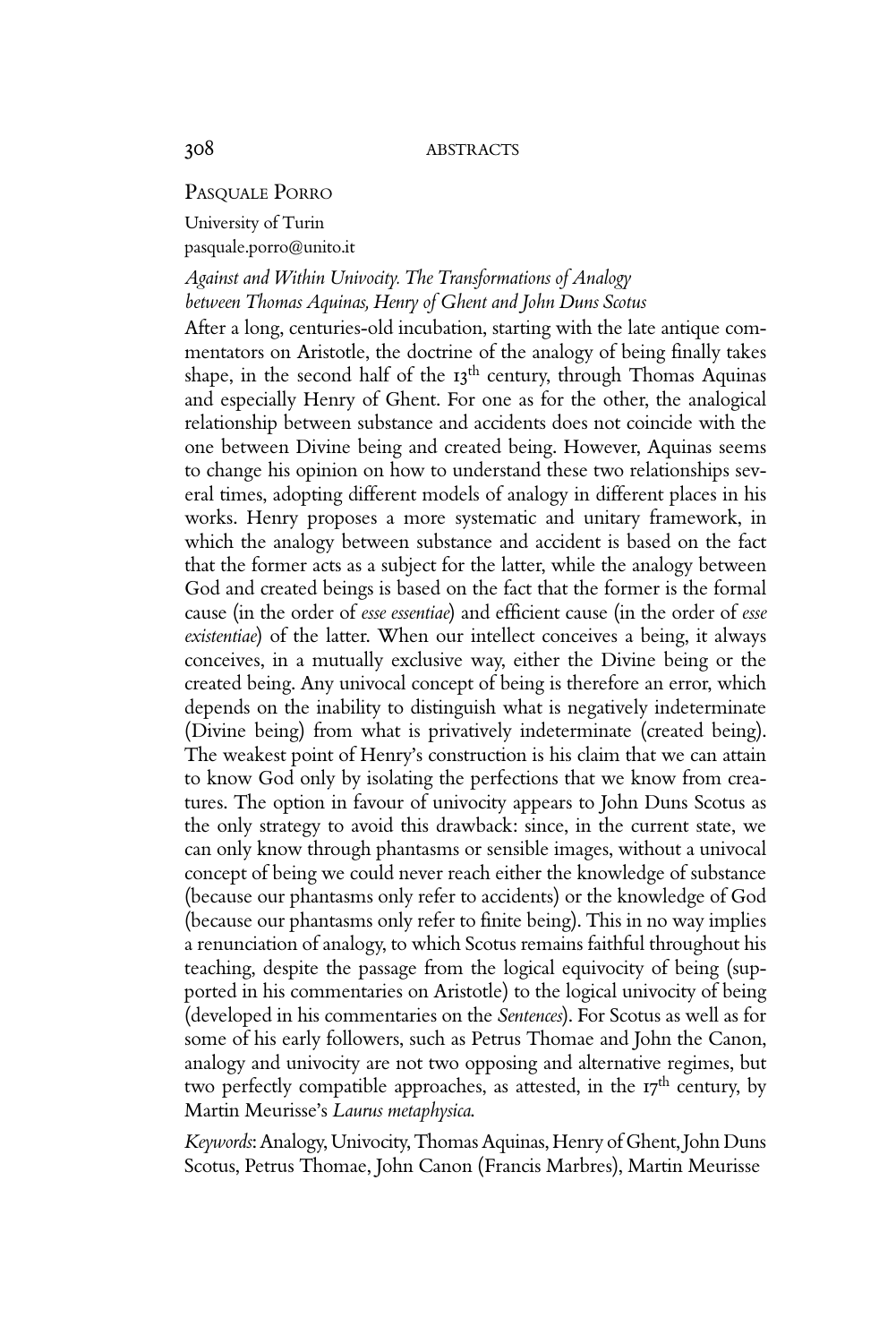Pasquale Porro

University of Turin
pasquale.porro@unito.it

*Against and Within Univocity. The Transformations of Analogy between Thomas Aquinas, Henry of Ghent and John Duns Scotus*

After a long, centuries-old incubation, starting with the late antique commentators on Aristotle, the doctrine of the analogy of being finally takes shape, in the second half of the 13th century, through Thomas Aquinas and especially Henry of Ghent. For one as for the other, the analogical relationship between substance and accidents does not coincide with the one between Divine being and created being. However, Aquinas seems to change his opinion on how to understand these two relationships several times, adopting different models of analogy in different places in his works. Henry proposes a more systematic and unitary framework, in which the analogy between substance and accident is based on the fact that the former acts as a subject for the latter, while the analogy between God and created beings is based on the fact that the former is the formal cause (in the order of *esse essentiae*) and efficient cause (in the order of *esse existentiae*) of the latter. When our intellect conceives a being, it always conceives, in a mutually exclusive way, either the Divine being or the created being. Any univocal concept of being is therefore an error, which depends on the inability to distinguish what is negatively indeterminate (Divine being) from what is privatively indeterminate (created being). The weakest point of Henry's construction is his claim that we can attain to know God only by isolating the perfections that we know from creatures. The option in favour of univocity appears to John Duns Scotus as the only strategy to avoid this drawback: since, in the current state, we can only know through phantasms or sensible images, without a univocal concept of being we could never reach either the knowledge of substance (because our phantasms only refer to accidents) or the knowledge of God (because our phantasms only refer to finite being). This in no way implies a renunciation of analogy, to which Scotus remains faithful throughout his teaching, despite the passage from the logical equivocity of being (supported in his commentaries on Aristotle) to the logical univocity of being (developed in his commentaries on the *Sentences*). For Scotus as well as for some of his early followers, such as Petrus Thomae and John the Canon, analogy and univocity are not two opposing and alternative regimes, but two perfectly compatible approaches, as attested, in the 17th century, by Martin Meurisse's *Laurus metaphysica*.

*Keywords*: Analogy, Univocity, Thomas Aquinas, Henry of Ghent, John Duns Scotus, Petrus Thomae, John Canon (Francis Marbres), Martin Meurisse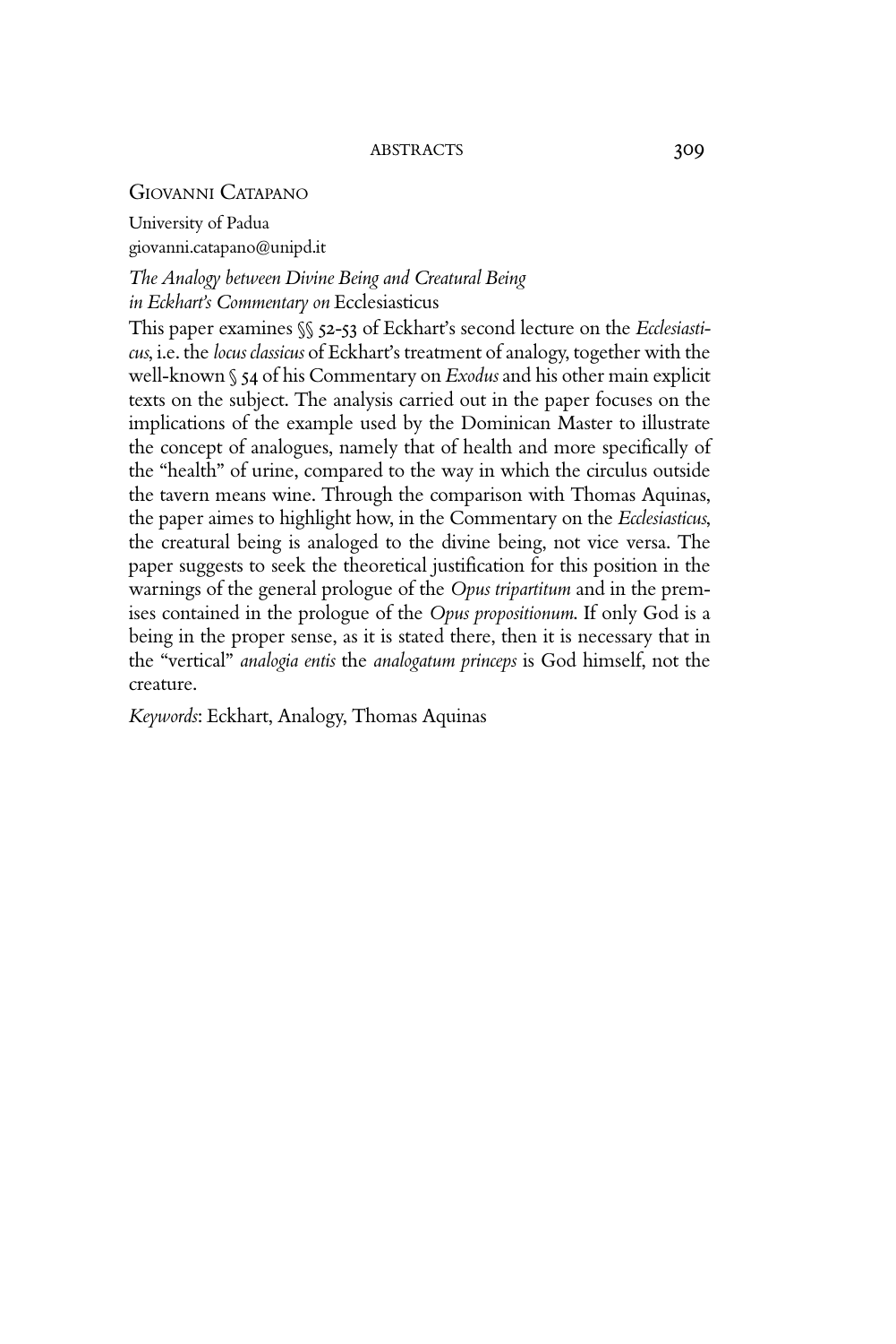Giovanni Catapano

University of Padua
giovanni.catapano@unipd.it

*The Analogy between Divine Being and Creatural Being in Eckhart's Commentary on* Ecclesiasticus

This paper examines §§ 52-53 of Eckhart's second lecture on the *Ecclesiasticus*, i.e. the *locus classicus* of Eckhart's treatment of analogy, together with the well-known § 54 of his Commentary on *Exodus* and his other main explicit texts on the subject. The analysis carried out in the paper focuses on the implications of the example used by the Dominican Master to illustrate the concept of analogues, namely that of health and more specifically of the "health" of urine, compared to the way in which the circulus outside the tavern means wine. Through the comparison with Thomas Aquinas, the paper aimes to highlight how, in the Commentary on the *Ecclesiasticus*, the creatural being is analoged to the divine being, not vice versa. The paper suggests to seek the theoretical justification for this position in the warnings of the general prologue of the *Opus tripartitum* and in the premises contained in the prologue of the *Opus propositionum*. If only God is a being in the proper sense, as it is stated there, then it is necessary that in the "vertical" *analogia entis* the *analogatum princeps* is God himself, not the creature.

*Keywords*: Eckhart, Analogy, Thomas Aquinas